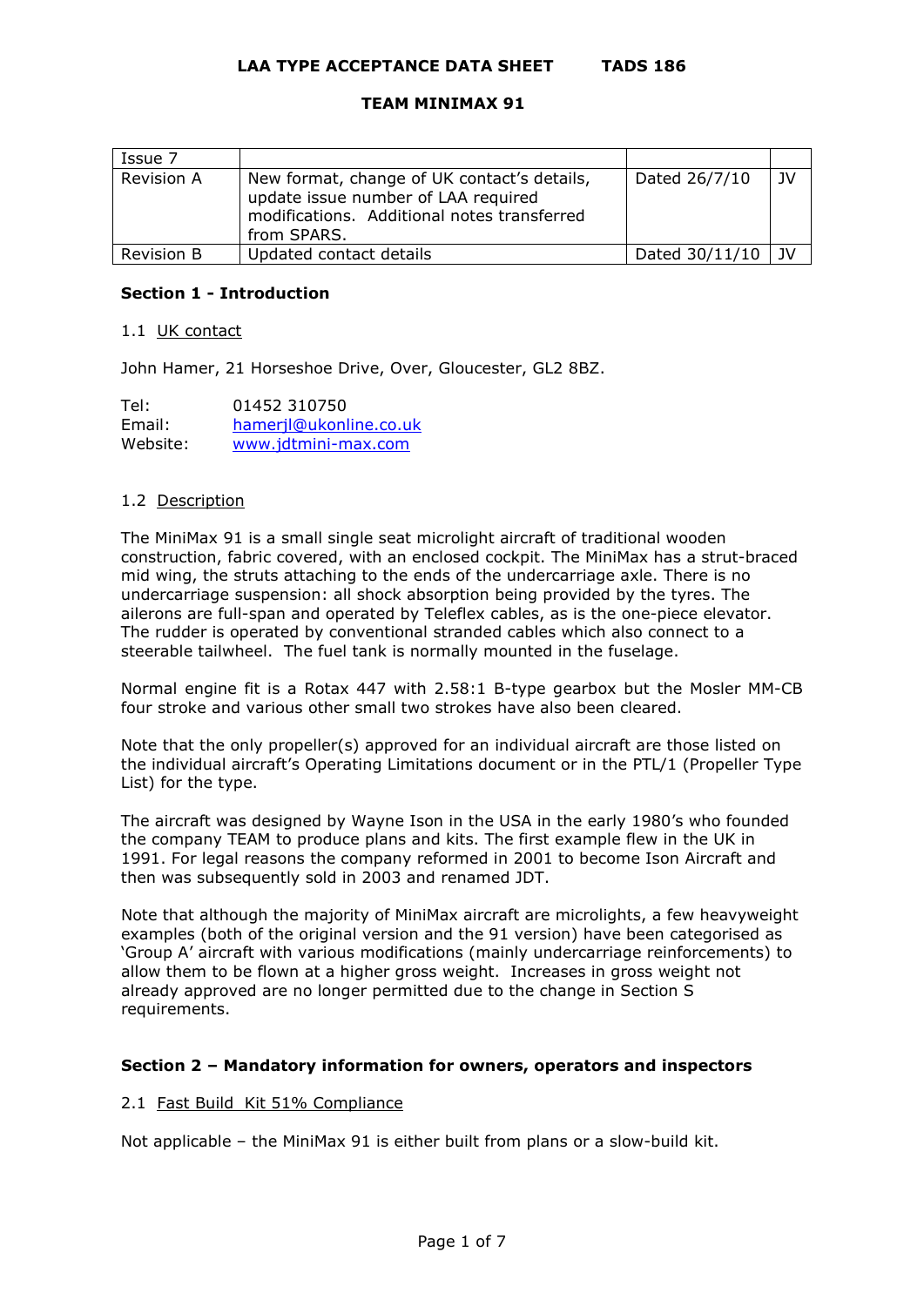**LAA TYPE ACCEPTANCE DATA SHEET TADS 186**

**TEAM MINIMAX 91**

| Issue 7 | | | |
|---|---|---|---|
| Revision A | New format, change of UK contact's details, update issue number of LAA required modifications. Additional notes transferred from SPARS. | Dated 26/7/10 | JV |
| Revision B | Updated contact details | Dated 30/11/10 | JV |

## Section 1 - Introduction

### 1.1 UK contact

John Hamer, 21 Horseshoe Drive, Over, Gloucester, GL2 8BZ.

Tel: 01452 310750
Email: hamerjl@ukonline.co.uk
Website: www.jdtmini-max.com

### 1.2 Description

The MiniMax 91 is a small single seat microlight aircraft of traditional wooden construction, fabric covered, with an enclosed cockpit. The MiniMax has a strut-braced mid wing, the struts attaching to the ends of the undercarriage axle. There is no undercarriage suspension: all shock absorption being provided by the tyres. The ailerons are full-span and operated by Teleflex cables, as is the one-piece elevator. The rudder is operated by conventional stranded cables which also connect to a steerable tailwheel. The fuel tank is normally mounted in the fuselage.

Normal engine fit is a Rotax 447 with 2.58:1 B-type gearbox but the Mosler MM-CB four stroke and various other small two strokes have also been cleared.

Note that the only propeller(s) approved for an individual aircraft are those listed on the individual aircraft's Operating Limitations document or in the PTL/1 (Propeller Type List) for the type.

The aircraft was designed by Wayne Ison in the USA in the early 1980's who founded the company TEAM to produce plans and kits. The first example flew in the UK in 1991. For legal reasons the company reformed in 2001 to become Ison Aircraft and then was subsequently sold in 2003 and renamed JDT.

Note that although the majority of MiniMax aircraft are microlights, a few heavyweight examples (both of the original version and the 91 version) have been categorised as 'Group A' aircraft with various modifications (mainly undercarriage reinforcements) to allow them to be flown at a higher gross weight. Increases in gross weight not already approved are no longer permitted due to the change in Section S requirements.

## Section 2 – Mandatory information for owners, operators and inspectors

### 2.1 Fast Build Kit 51% Compliance

Not applicable – the MiniMax 91 is either built from plans or a slow-build kit.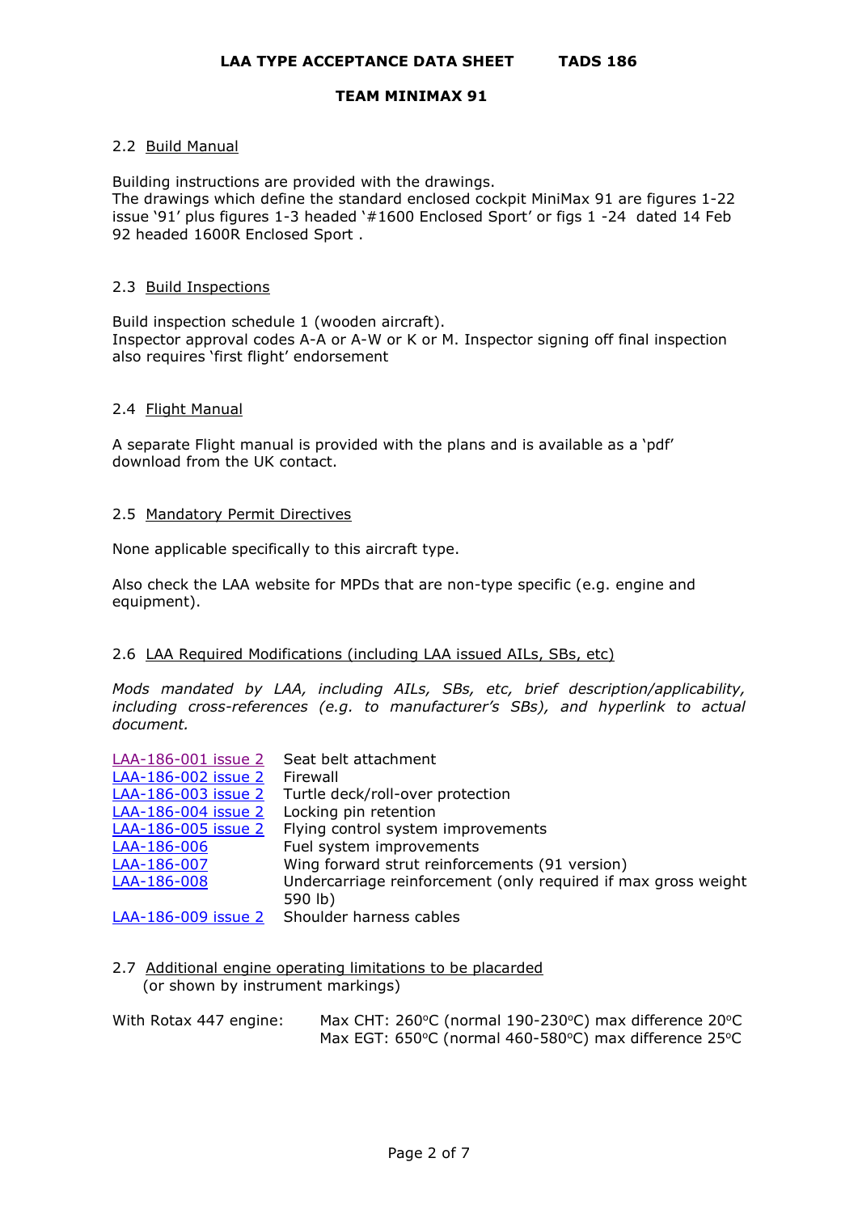### 2.2 Build Manual

Building instructions are provided with the drawings.
The drawings which define the standard enclosed cockpit MiniMax 91 are figures 1-22 issue '91' plus figures 1-3 headed '#1600 Enclosed Sport' or figs 1 -24 dated 14 Feb 92 headed 1600R Enclosed Sport .

### 2.3 Build Inspections

Build inspection schedule 1 (wooden aircraft).
Inspector approval codes A-A or A-W or K or M. Inspector signing off final inspection also requires 'first flight' endorsement

### 2.4 Flight Manual

A separate Flight manual is provided with the plans and is available as a 'pdf' download from the UK contact.

### 2.5 Mandatory Permit Directives

None applicable specifically to this aircraft type.

Also check the LAA website for MPDs that are non-type specific (e.g. engine and equipment).

### 2.6 LAA Required Modifications (including LAA issued AILs, SBs, etc)

*Mods mandated by LAA, including AILs, SBs, etc, brief description/applicability, including cross-references (e.g. to manufacturer's SBs), and hyperlink to actual document.*

| | |
|---|---|
| LAA-186-001 issue 2 | Seat belt attachment |
| LAA-186-002 issue 2 | Firewall |
| LAA-186-003 issue 2 | Turtle deck/roll-over protection |
| LAA-186-004 issue 2 | Locking pin retention |
| LAA-186-005 issue 2 | Flying control system improvements |
| LAA-186-006 | Fuel system improvements |
| LAA-186-007 | Wing forward strut reinforcements (91 version) |
| LAA-186-008 | Undercarriage reinforcement (only required if max gross weight 590 lb) |
| LAA-186-009 issue 2 | Shoulder harness cables |

### 2.7 Additional engine operating limitations to be placarded
(or shown by instrument markings)

With Rotax 447 engine: Max CHT: 260°C (normal 190-230°C) max difference 20°C
Max EGT: 650°C (normal 460-580°C) max difference 25°C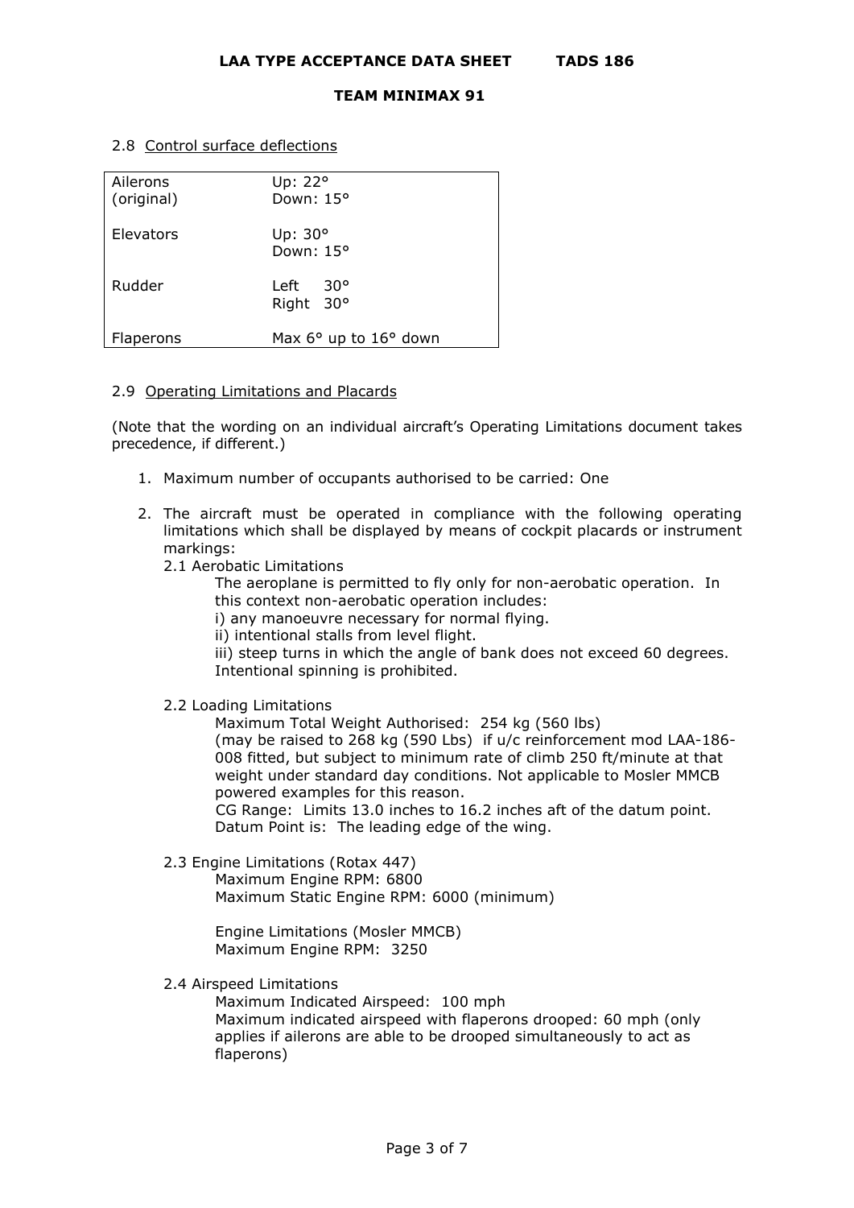### 2.8 Control surface deflections

| | |
|---|---|
| Ailerons (original) | Up: 22° Down: 15° |
| Elevators | Up: 30° Down: 15° |
| Rudder | Left 30° Right 30° |
| Flaperons | Max 6° up to 16° down |

### 2.9 Operating Limitations and Placards

(Note that the wording on an individual aircraft's Operating Limitations document takes precedence, if different.)

1. Maximum number of occupants authorised to be carried: One

2. The aircraft must be operated in compliance with the following operating limitations which shall be displayed by means of cockpit placards or instrument markings:

   2.1 Aerobatic Limitations

   The aeroplane is permitted to fly only for non-aerobatic operation. In this context non-aerobatic operation includes:
   i) any manoeuvre necessary for normal flying.
   ii) intentional stalls from level flight.
   iii) steep turns in which the angle of bank does not exceed 60 degrees.
   Intentional spinning is prohibited.

   2.2 Loading Limitations

   Maximum Total Weight Authorised: 254 kg (560 lbs)
   (may be raised to 268 kg (590 Lbs) if u/c reinforcement mod LAA-186-008 fitted, but subject to minimum rate of climb 250 ft/minute at that weight under standard day conditions. Not applicable to Mosler MMCB powered examples for this reason.
   CG Range: Limits 13.0 inches to 16.2 inches aft of the datum point.
   Datum Point is: The leading edge of the wing.

   2.3 Engine Limitations (Rotax 447)

   Maximum Engine RPM: 6800
   Maximum Static Engine RPM: 6000 (minimum)

   Engine Limitations (Mosler MMCB)
   Maximum Engine RPM: 3250

   2.4 Airspeed Limitations

   Maximum Indicated Airspeed: 100 mph
   Maximum indicated airspeed with flaperons drooped: 60 mph (only applies if ailerons are able to be drooped simultaneously to act as flaperons)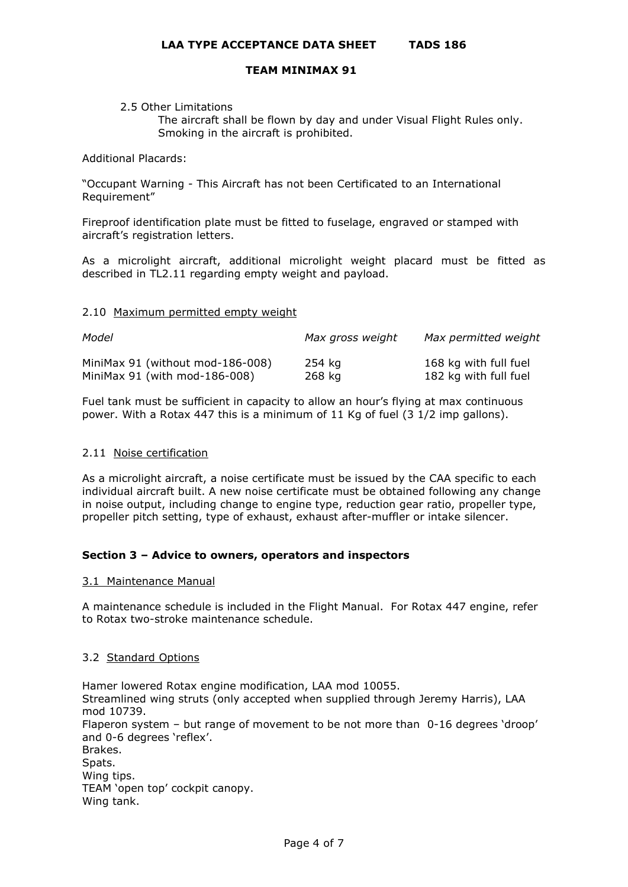2.5 Other Limitations

The aircraft shall be flown by day and under Visual Flight Rules only. Smoking in the aircraft is prohibited.

Additional Placards:

"Occupant Warning - This Aircraft has not been Certificated to an International Requirement"

Fireproof identification plate must be fitted to fuselage, engraved or stamped with aircraft's registration letters.

As a microlight aircraft, additional microlight weight placard must be fitted as described in TL2.11 regarding empty weight and payload.

2.10 Maximum permitted empty weight

| *Model* | *Max gross weight* | *Max permitted weight* |
|---|---|---|
| MiniMax 91 (without mod-186-008) | 254 kg | 168 kg with full fuel |
| MiniMax 91 (with mod-186-008) | 268 kg | 182 kg with full fuel |

Fuel tank must be sufficient in capacity to allow an hour's flying at max continuous power. With a Rotax 447 this is a minimum of 11 Kg of fuel (3 1/2 imp gallons).

2.11 Noise certification

As a microlight aircraft, a noise certificate must be issued by the CAA specific to each individual aircraft built. A new noise certificate must be obtained following any change in noise output, including change to engine type, reduction gear ratio, propeller type, propeller pitch setting, type of exhaust, exhaust after-muffler or intake silencer.

## Section 3 – Advice to owners, operators and inspectors

3.1 Maintenance Manual

A maintenance schedule is included in the Flight Manual. For Rotax 447 engine, refer to Rotax two-stroke maintenance schedule.

3.2 Standard Options

Hamer lowered Rotax engine modification, LAA mod 10055.
Streamlined wing struts (only accepted when supplied through Jeremy Harris), LAA mod 10739.
Flaperon system – but range of movement to be not more than 0-16 degrees 'droop' and 0-6 degrees 'reflex'.
Brakes.
Spats.
Wing tips.
TEAM 'open top' cockpit canopy.
Wing tank.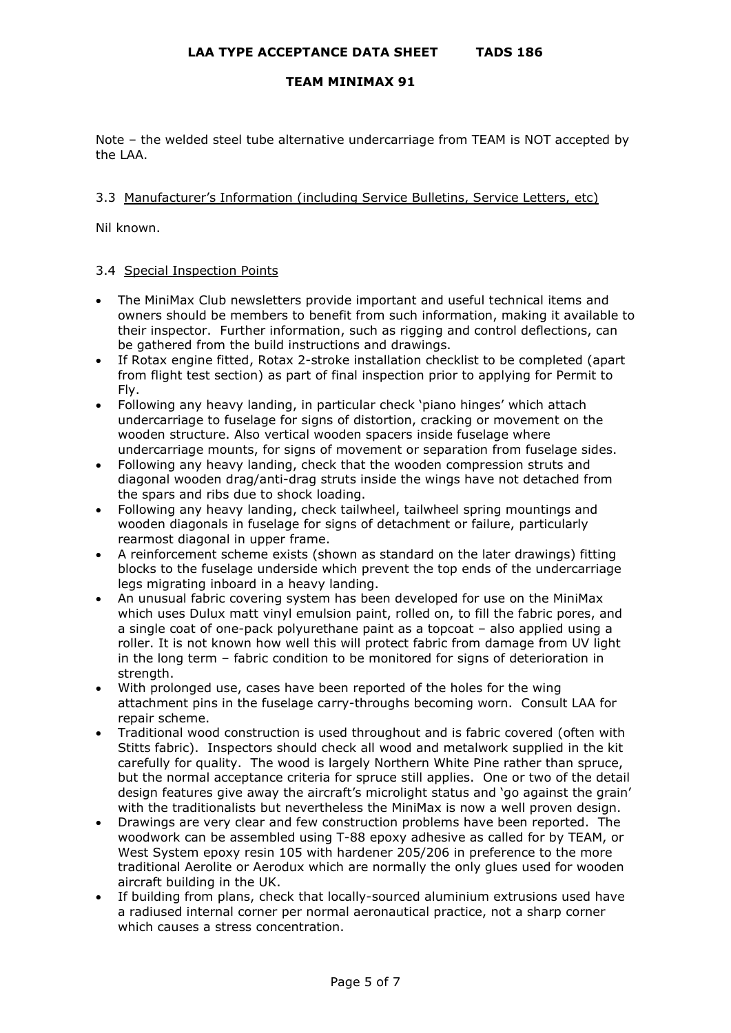Note – the welded steel tube alternative undercarriage from TEAM is NOT accepted by the LAA.

### 3.3 Manufacturer's Information (including Service Bulletins, Service Letters, etc)

Nil known.

### 3.4 Special Inspection Points

- The MiniMax Club newsletters provide important and useful technical items and owners should be members to benefit from such information, making it available to their inspector. Further information, such as rigging and control deflections, can be gathered from the build instructions and drawings.
- If Rotax engine fitted, Rotax 2-stroke installation checklist to be completed (apart from flight test section) as part of final inspection prior to applying for Permit to Fly.
- Following any heavy landing, in particular check 'piano hinges' which attach undercarriage to fuselage for signs of distortion, cracking or movement on the wooden structure. Also vertical wooden spacers inside fuselage where undercarriage mounts, for signs of movement or separation from fuselage sides.
- Following any heavy landing, check that the wooden compression struts and diagonal wooden drag/anti-drag struts inside the wings have not detached from the spars and ribs due to shock loading.
- Following any heavy landing, check tailwheel, tailwheel spring mountings and wooden diagonals in fuselage for signs of detachment or failure, particularly rearmost diagonal in upper frame.
- A reinforcement scheme exists (shown as standard on the later drawings) fitting blocks to the fuselage underside which prevent the top ends of the undercarriage legs migrating inboard in a heavy landing.
- An unusual fabric covering system has been developed for use on the MiniMax which uses Dulux matt vinyl emulsion paint, rolled on, to fill the fabric pores, and a single coat of one-pack polyurethane paint as a topcoat – also applied using a roller. It is not known how well this will protect fabric from damage from UV light in the long term – fabric condition to be monitored for signs of deterioration in strength.
- With prolonged use, cases have been reported of the holes for the wing attachment pins in the fuselage carry-throughs becoming worn. Consult LAA for repair scheme.
- Traditional wood construction is used throughout and is fabric covered (often with Stitts fabric). Inspectors should check all wood and metalwork supplied in the kit carefully for quality. The wood is largely Northern White Pine rather than spruce, but the normal acceptance criteria for spruce still applies. One or two of the detail design features give away the aircraft's microlight status and 'go against the grain' with the traditionalists but nevertheless the MiniMax is now a well proven design.
- Drawings are very clear and few construction problems have been reported. The woodwork can be assembled using T-88 epoxy adhesive as called for by TEAM, or West System epoxy resin 105 with hardener 205/206 in preference to the more traditional Aerolite or Aerodux which are normally the only glues used for wooden aircraft building in the UK.
- If building from plans, check that locally-sourced aluminium extrusions used have a radiused internal corner per normal aeronautical practice, not a sharp corner which causes a stress concentration.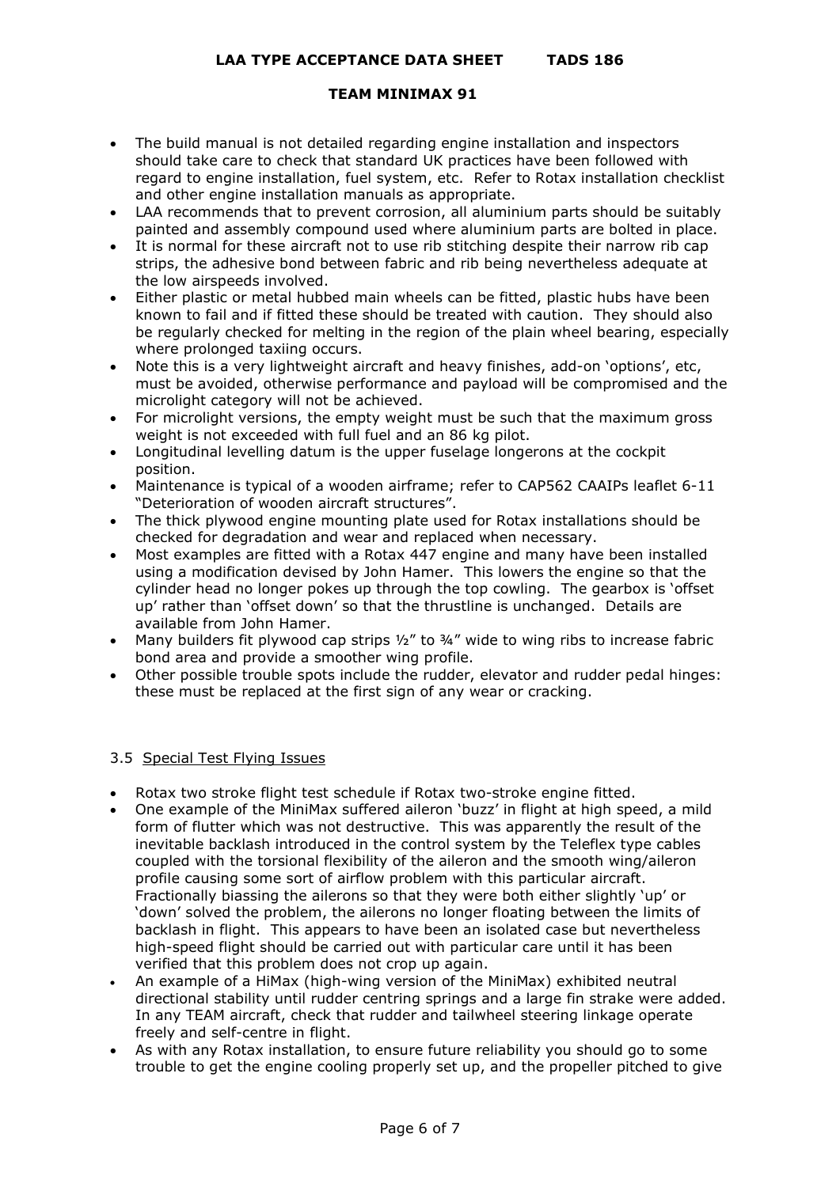- The build manual is not detailed regarding engine installation and inspectors should take care to check that standard UK practices have been followed with regard to engine installation, fuel system, etc. Refer to Rotax installation checklist and other engine installation manuals as appropriate.
- LAA recommends that to prevent corrosion, all aluminium parts should be suitably painted and assembly compound used where aluminium parts are bolted in place.
- It is normal for these aircraft not to use rib stitching despite their narrow rib cap strips, the adhesive bond between fabric and rib being nevertheless adequate at the low airspeeds involved.
- Either plastic or metal hubbed main wheels can be fitted, plastic hubs have been known to fail and if fitted these should be treated with caution. They should also be regularly checked for melting in the region of the plain wheel bearing, especially where prolonged taxiing occurs.
- Note this is a very lightweight aircraft and heavy finishes, add-on 'options', etc, must be avoided, otherwise performance and payload will be compromised and the microlight category will not be achieved.
- For microlight versions, the empty weight must be such that the maximum gross weight is not exceeded with full fuel and an 86 kg pilot.
- Longitudinal levelling datum is the upper fuselage longerons at the cockpit position.
- Maintenance is typical of a wooden airframe; refer to CAP562 CAAIPs leaflet 6-11 "Deterioration of wooden aircraft structures".
- The thick plywood engine mounting plate used for Rotax installations should be checked for degradation and wear and replaced when necessary.
- Most examples are fitted with a Rotax 447 engine and many have been installed using a modification devised by John Hamer. This lowers the engine so that the cylinder head no longer pokes up through the top cowling. The gearbox is 'offset up' rather than 'offset down' so that the thrustline is unchanged. Details are available from John Hamer.
- Many builders fit plywood cap strips ½" to ¾" wide to wing ribs to increase fabric bond area and provide a smoother wing profile.
- Other possible trouble spots include the rudder, elevator and rudder pedal hinges: these must be replaced at the first sign of any wear or cracking.

### 3.5 Special Test Flying Issues

- Rotax two stroke flight test schedule if Rotax two-stroke engine fitted.
- One example of the MiniMax suffered aileron 'buzz' in flight at high speed, a mild form of flutter which was not destructive. This was apparently the result of the inevitable backlash introduced in the control system by the Teleflex type cables coupled with the torsional flexibility of the aileron and the smooth wing/aileron profile causing some sort of airflow problem with this particular aircraft. Fractionally biassing the ailerons so that they were both either slightly 'up' or 'down' solved the problem, the ailerons no longer floating between the limits of backlash in flight. This appears to have been an isolated case but nevertheless high-speed flight should be carried out with particular care until it has been verified that this problem does not crop up again.
- An example of a HiMax (high-wing version of the MiniMax) exhibited neutral directional stability until rudder centring springs and a large fin strake were added. In any TEAM aircraft, check that rudder and tailwheel steering linkage operate freely and self-centre in flight.
- As with any Rotax installation, to ensure future reliability you should go to some trouble to get the engine cooling properly set up, and the propeller pitched to give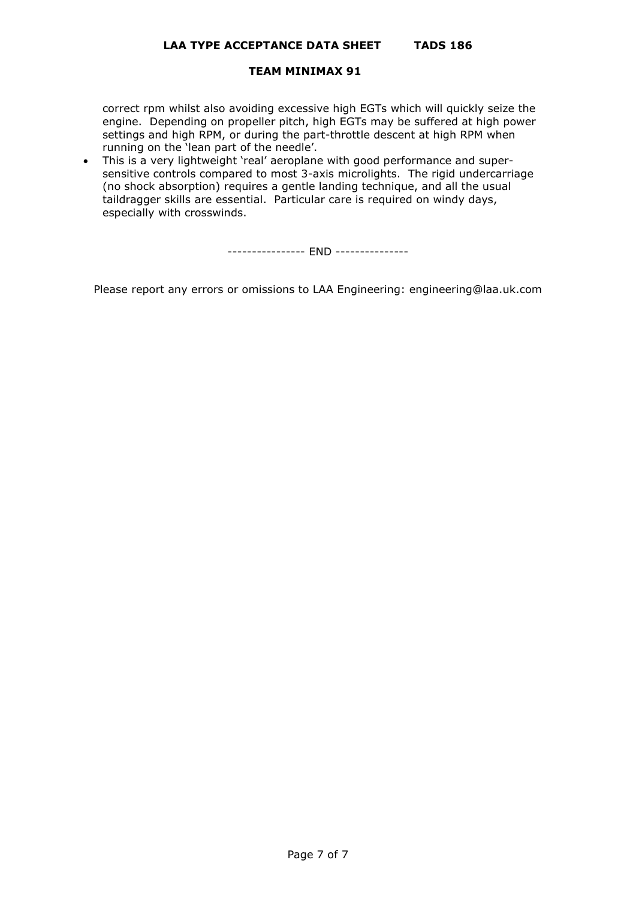correct rpm whilst also avoiding excessive high EGTs which will quickly seize the engine. Depending on propeller pitch, high EGTs may be suffered at high power settings and high RPM, or during the part-throttle descent at high RPM when running on the 'lean part of the needle'.

- This is a very lightweight 'real' aeroplane with good performance and super-sensitive controls compared to most 3-axis microlights. The rigid undercarriage (no shock absorption) requires a gentle landing technique, and all the usual taildragger skills are essential. Particular care is required on windy days, especially with crosswinds.

---------------- END ---------------

Please report any errors or omissions to LAA Engineering: engineering@laa.uk.com